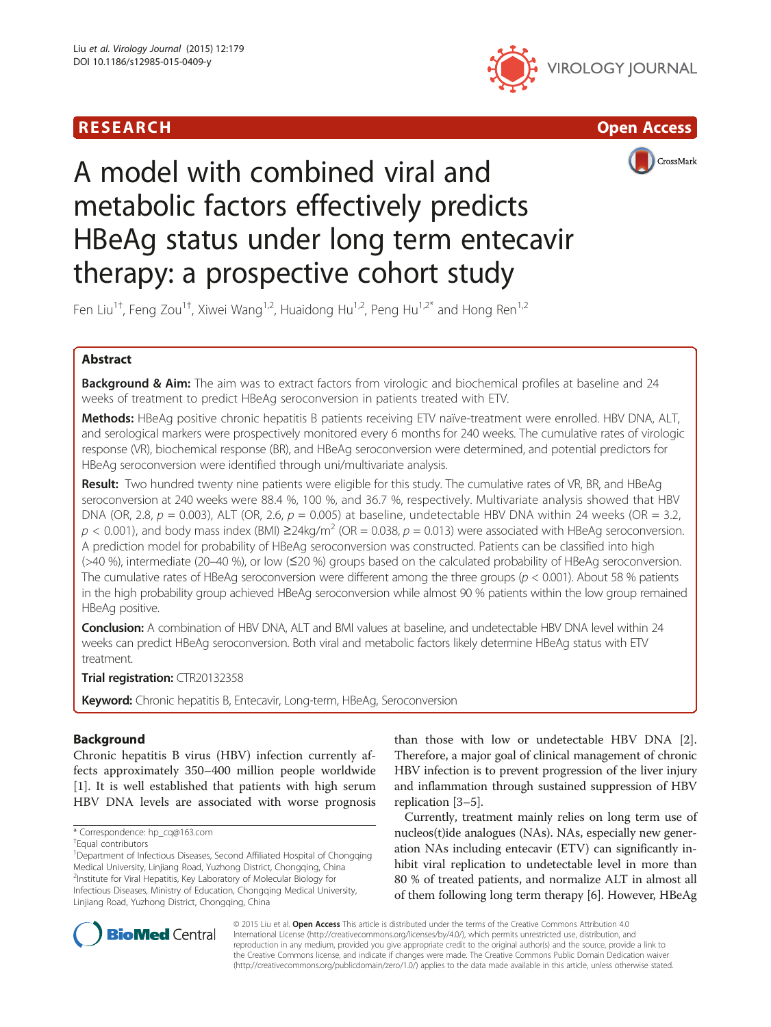RESEARCH Open Access

# A model with combined viral and metabolic factors effectively predicts HBeAg status under long term entecavir therapy: a prospective cohort study

Fen Liu[1†], Feng Zou[1†], Xiwei Wang[1,2], Huaidong Hu[1,2], Peng Hu[1,2*] and Hong Ren[1,2]

## Abstract

**Background & Aim:** The aim was to extract factors from virologic and biochemical profiles at baseline and 24 weeks of treatment to predict HBeAg seroconversion in patients treated with ETV.

**Methods:** HBeAg positive chronic hepatitis B patients receiving ETV naïve-treatment were enrolled. HBV DNA, ALT, and serological markers were prospectively monitored every 6 months for 240 weeks. The cumulative rates of virologic response (VR), biochemical response (BR), and HBeAg seroconversion were determined, and potential predictors for HBeAg seroconversion were identified through uni/multivariate analysis.

**Result:** Two hundred twenty nine patients were eligible for this study. The cumulative rates of VR, BR, and HBeAg seroconversion at 240 weeks were 88.4 %, 100 %, and 36.7 %, respectively. Multivariate analysis showed that HBV DNA (OR, 2.8, $p = 0.003$), ALT (OR, 2.6, $p = 0.005$) at baseline, undetectable HBV DNA within 24 weeks (OR = 3.2, $p < 0.001$), and body mass index (BMI) ≥24kg/m$^2$ (OR = 0.038, $p = 0.013$) were associated with HBeAg seroconversion. A prediction model for probability of HBeAg seroconversion was constructed. Patients can be classified into high (>40 %), intermediate (20–40 %), or low (≤20 %) groups based on the calculated probability of HBeAg seroconversion. The cumulative rates of HBeAg seroconversion were different among the three groups ($p < 0.001$). About 58 % patients in the high probability group achieved HBeAg seroconversion while almost 90 % patients within the low group remained HBeAg positive.

**Conclusion:** A combination of HBV DNA, ALT and BMI values at baseline, and undetectable HBV DNA level within 24 weeks can predict HBeAg seroconversion. Both viral and metabolic factors likely determine HBeAg status with ETV treatment.

**Trial registration:** CTR20132358

**Keyword:** Chronic hepatitis B, Entecavir, Long-term, HBeAg, Seroconversion

## Background

Chronic hepatitis B virus (HBV) infection currently affects approximately 350–400 million people worldwide [1]. It is well established that patients with high serum HBV DNA levels are associated with worse prognosis than those with low or undetectable HBV DNA [2]. Therefore, a major goal of clinical management of chronic HBV infection is to prevent progression of the liver injury and inflammation through sustained suppression of HBV replication [3–5].

Currently, treatment mainly relies on long term use of nucleos(t)ide analogues (NAs). NAs, especially new generation NAs including entecavir (ETV) can significantly inhibit viral replication to undetectable level in more than 80 % of treated patients, and normalize ALT in almost all of them following long term therapy [6]. However, HBeAg

\* Correspondence: hp_cq@163.com
†Equal contributors
[1]Department of Infectious Diseases, Second Affiliated Hospital of Chongqing Medical University, Linjiang Road, Yuzhong District, Chongqing, China
[2]Institute for Viral Hepatitis, Key Laboratory of Molecular Biology for Infectious Diseases, Ministry of Education, Chongqing Medical University, Linjiang Road, Yuzhong District, Chongqing, China

© 2015 Liu et al. **Open Access** This article is distributed under the terms of the Creative Commons Attribution 4.0 International License (http://creativecommons.org/licenses/by/4.0/), which permits unrestricted use, distribution, and reproduction in any medium, provided you give appropriate credit to the original author(s) and the source, provide a link to the Creative Commons license, and indicate if changes were made. The Creative Commons Public Domain Dedication waiver (http://creativecommons.org/publicdomain/zero/1.0/) applies to the data made available in this article, unless otherwise stated.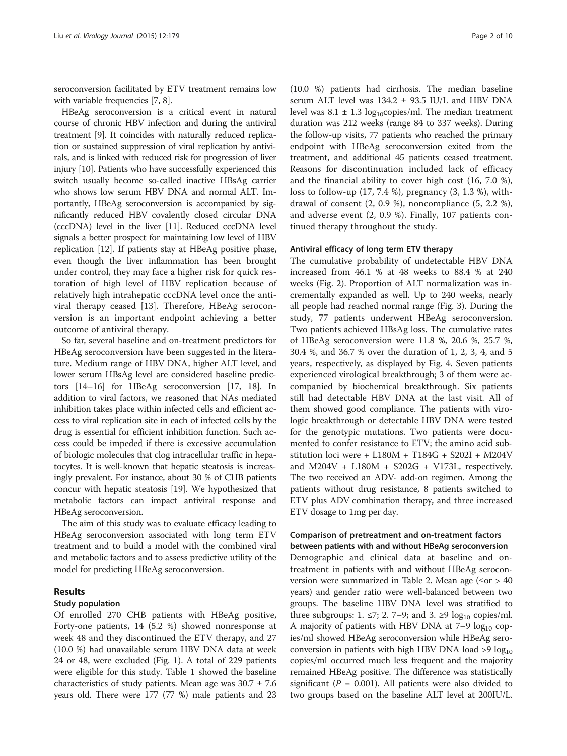seroconversion facilitated by ETV treatment remains low with variable frequencies [7, 8].

HBeAg seroconversion is a critical event in natural course of chronic HBV infection and during the antiviral treatment [9]. It coincides with naturally reduced replication or sustained suppression of viral replication by antivirals, and is linked with reduced risk for progression of liver injury [10]. Patients who have successfully experienced this switch usually become so-called inactive HBsAg carrier who shows low serum HBV DNA and normal ALT. Importantly, HBeAg seroconversion is accompanied by significantly reduced HBV covalently closed circular DNA (cccDNA) level in the liver [11]. Reduced cccDNA level signals a better prospect for maintaining low level of HBV replication [12]. If patients stay at HBeAg positive phase, even though the liver inflammation has been brought under control, they may face a higher risk for quick restoration of high level of HBV replication because of relatively high intrahepatic cccDNA level once the antiviral therapy ceased [13]. Therefore, HBeAg seroconversion is an important endpoint achieving a better outcome of antiviral therapy.

So far, several baseline and on-treatment predictors for HBeAg seroconversion have been suggested in the literature. Medium range of HBV DNA, higher ALT level, and lower serum HBsAg level are considered baseline predictors [14–16] for HBeAg seroconversion [17, 18]. In addition to viral factors, we reasoned that NAs mediated inhibition takes place within infected cells and efficient access to viral replication site in each of infected cells by the drug is essential for efficient inhibition function. Such access could be impeded if there is excessive accumulation of biologic molecules that clog intracellular traffic in hepatocytes. It is well-known that hepatic steatosis is increasingly prevalent. For instance, about 30 % of CHB patients concur with hepatic steatosis [19]. We hypothesized that metabolic factors can impact antiviral response and HBeAg seroconversion.

The aim of this study was to evaluate efficacy leading to HBeAg seroconversion associated with long term ETV treatment and to build a model with the combined viral and metabolic factors and to assess predictive utility of the model for predicting HBeAg seroconversion.

## Results

### Study population

Of enrolled 270 CHB patients with HBeAg positive, Forty-one patients, 14 (5.2 %) showed nonresponse at week 48 and they discontinued the ETV therapy, and 27 (10.0 %) had unavailable serum HBV DNA data at week 24 or 48, were excluded (Fig. 1). A total of 229 patients were eligible for this study. Table 1 showed the baseline characteristics of study patients. Mean age was 30.7 ± 7.6 years old. There were 177 (77 %) male patients and 23 (10.0 %) patients had cirrhosis. The median baseline serum ALT level was 134.2 ± 93.5 IU/L and HBV DNA level was 8.1 ± 1.3 $\log_{10}$copies/ml. The median treatment duration was 212 weeks (range 84 to 337 weeks). During the follow-up visits, 77 patients who reached the primary endpoint with HBeAg seroconversion exited from the treatment, and additional 45 patients ceased treatment. Reasons for discontinuation included lack of efficacy and the financial ability to cover high cost (16, 7.0 %), loss to follow-up (17, 7.4 %), pregnancy (3, 1.3 %), withdrawal of consent (2, 0.9 %), noncompliance (5, 2.2 %), and adverse event (2, 0.9 %). Finally, 107 patients continued therapy throughout the study.

### Antiviral efficacy of long term ETV therapy

The cumulative probability of undetectable HBV DNA increased from 46.1 % at 48 weeks to 88.4 % at 240 weeks (Fig. 2). Proportion of ALT normalization was incrementally expanded as well. Up to 240 weeks, nearly all people had reached normal range (Fig. 3). During the study, 77 patients underwent HBeAg seroconversion. Two patients achieved HBsAg loss. The cumulative rates of HBeAg seroconversion were 11.8 %, 20.6 %, 25.7 %, 30.4 %, and 36.7 % over the duration of 1, 2, 3, 4, and 5 years, respectively, as displayed by Fig. 4. Seven patients experienced virological breakthrough; 3 of them were accompanied by biochemical breakthrough. Six patients still had detectable HBV DNA at the last visit. All of them showed good compliance. The patients with virologic breakthrough or detectable HBV DNA were tested for the genotypic mutations. Two patients were documented to confer resistance to ETV; the amino acid substitution loci were + L180M + T184G + S202I + M204V and M204V + L180M + S202G + V173L, respectively. The two received an ADV- add-on regimen. Among the patients without drug resistance, 8 patients switched to ETV plus ADV combination therapy, and three increased ETV dosage to 1mg per day.

### Comparison of pretreatment and on-treatment factors between patients with and without HBeAg seroconversion

Demographic and clinical data at baseline and on-treatment in patients with and without HBeAg seroconversion were summarized in Table 2. Mean age (≤or > 40 years) and gender ratio were well-balanced between two groups. The baseline HBV DNA level was stratified to three subgroups: 1. ≤7; 2. 7–9; and 3. ≥9 $\log_{10}$ copies/ml. A majority of patients with HBV DNA at 7–9 $\log_{10}$ copies/ml showed HBeAg seroconversion while HBeAg seroconversion in patients with high HBV DNA load >9 $\log_{10}$ copies/ml occurred much less frequent and the majority remained HBeAg positive. The difference was statistically significant ($P$ = 0.001). All patients were also divided to two groups based on the baseline ALT level at 200IU/L.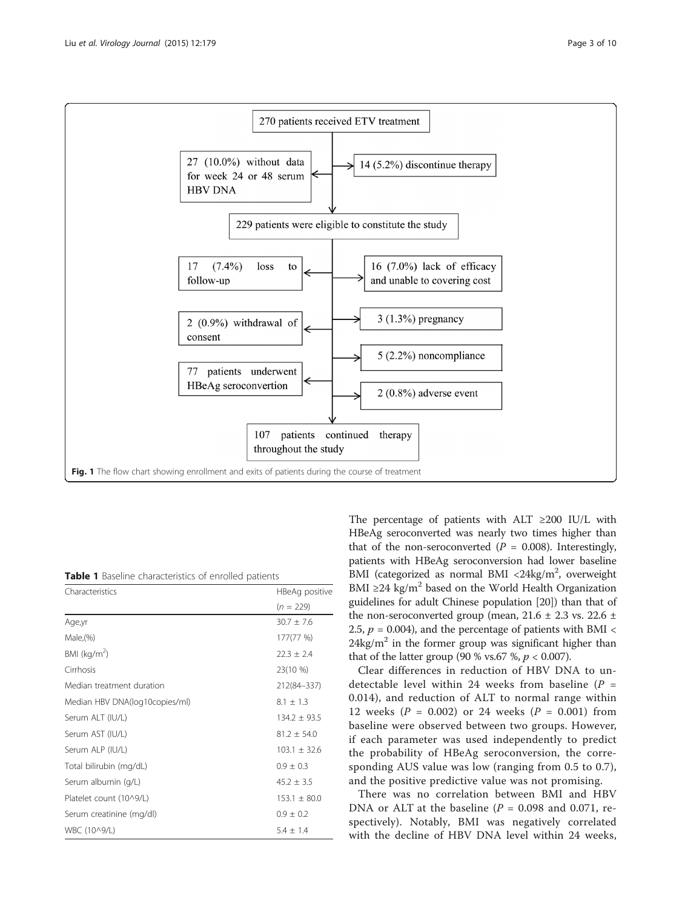270 patients received ETV treatment

27 (10.0%) without data for week 24 or 48 serum HBV DNA

14 (5.2%) discontinue therapy

229 patients were eligible to constitute the study

17 (7.4%) loss to follow-up

16 (7.0%) lack of efficacy and unable to covering cost

2 (0.9%) withdrawal of consent

3 (1.3%) pregnancy

5 (2.2%) noncompliance

77 patients underwent HBeAg seroconvertion

2 (0.8%) adverse event

107 patients continued therapy throughout the study

**Fig. 1** The flow chart showing enrollment and exits of patients during the course of treatment

**Table 1** Baseline characteristics of enrolled patients

| Characteristics | HBeAg positive |
|---|---|
| | ($n$ = 229) |
| Age,yr | 30.7 ± 7.6 |
| Male,(%) | 177(77 %) |
| BMI (kg/m$^2$) | 22.3 ± 2.4 |
| Cirrhosis | 23(10 %) |
| Median treatment duration | 212(84–337) |
| Median HBV DNA(log10copies/ml) | 8.1 ± 1.3 |
| Serum ALT (IU/L) | 134.2 ± 93.5 |
| Serum AST (IU/L) | 81.2 ± 54.0 |
| Serum ALP (IU/L) | 103.1 ± 32.6 |
| Total bilirubin (mg/dL) | 0.9 ± 0.3 |
| Serum albumin (g/L) | 45.2 ± 3.5 |
| Platelet count (10^9/L) | 153.1 ± 80.0 |
| Serum creatinine (mg/dl) | 0.9 ± 0.2 |
| WBC (10^9/L) | 5.4 ± 1.4 |

The percentage of patients with ALT ≥200 IU/L with HBeAg seroconverted was nearly two times higher than that of the non-seroconverted ($P$ = 0.008). Interestingly, patients with HBeAg seroconversion had lower baseline BMI (categorized as normal BMI <24kg/m$^2$, overweight BMI ≥24 kg/m$^2$ based on the World Health Organization guidelines for adult Chinese population [20]) than that of the non-seroconverted group (mean, 21.6 ± 2.3 vs. 22.6 ± 2.5, $p$ = 0.004), and the percentage of patients with BMI < 24kg/m$^2$ in the former group was significant higher than that of the latter group (90 % vs.67 %, $p$ < 0.007).

Clear differences in reduction of HBV DNA to undetectable level within 24 weeks from baseline ($P$ = 0.014), and reduction of ALT to normal range within 12 weeks ($P$ = 0.002) or 24 weeks ($P$ = 0.001) from baseline were observed between two groups. However, if each parameter was used independently to predict the probability of HBeAg seroconversion, the corresponding AUS value was low (ranging from 0.5 to 0.7), and the positive predictive value was not promising.

There was no correlation between BMI and HBV DNA or ALT at the baseline ($P$ = 0.098 and 0.071, respectively). Notably, BMI was negatively correlated with the decline of HBV DNA level within 24 weeks,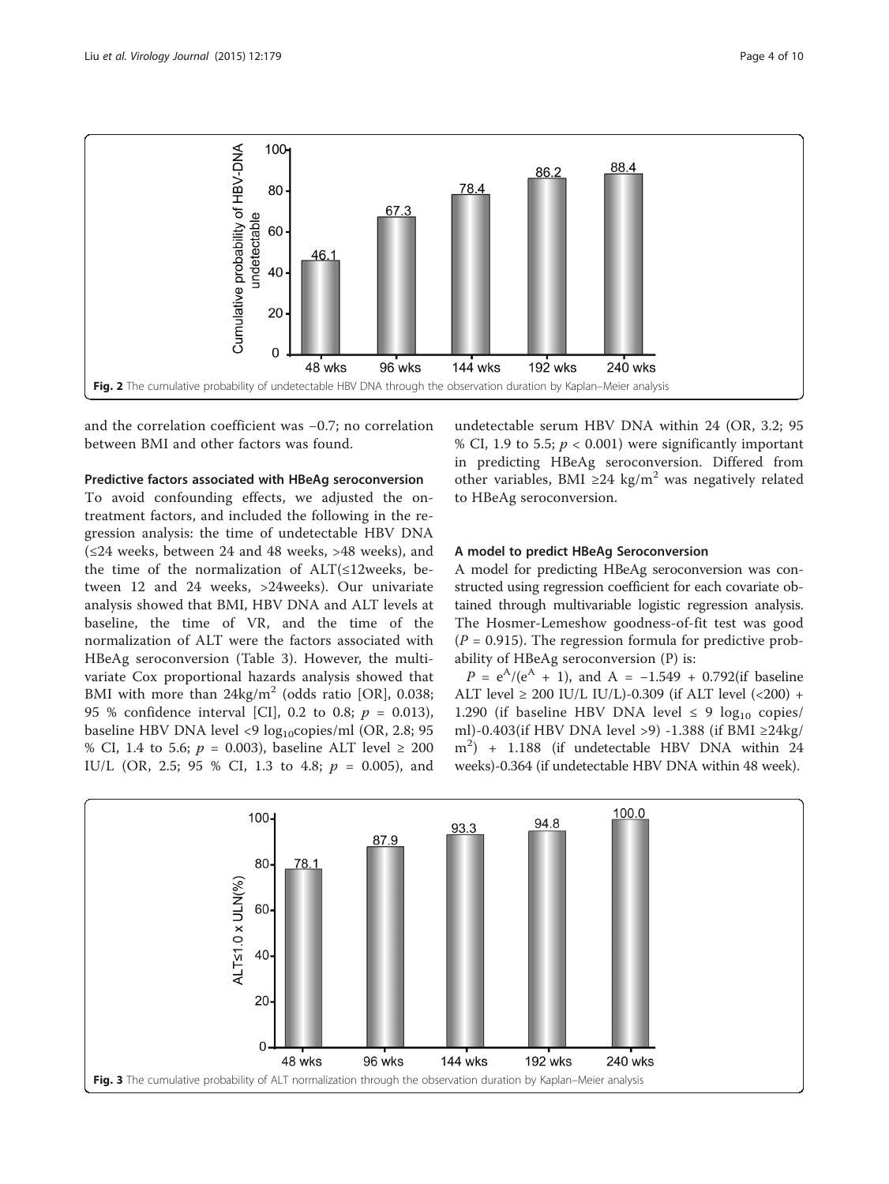Fig. 2 The cumulative probability of undetectable HBV DNA through the observation duration by Kaplan–Meier analysis

and the correlation coefficient was −0.7; no correlation between BMI and other factors was found.

#### Predictive factors associated with HBeAg seroconversion

To avoid confounding effects, we adjusted the on-treatment factors, and included the following in the regression analysis: the time of undetectable HBV DNA (≤24 weeks, between 24 and 48 weeks, >48 weeks), and the time of the normalization of ALT(≤12weeks, between 12 and 24 weeks, >24weeks). Our univariate analysis showed that BMI, HBV DNA and ALT levels at baseline, the time of VR, and the time of the normalization of ALT were the factors associated with HBeAg seroconversion (Table 3). However, the multivariate Cox proportional hazards analysis showed that BMI with more than $24\text{kg/m}^2$ (odds ratio [OR], 0.038; 95 % confidence interval [CI], 0.2 to 0.8; $p$ = 0.013), baseline HBV DNA level <9 $\log_{10}$copies/ml (OR, 2.8; 95 % CI, 1.4 to 5.6; $p$ = 0.003), baseline ALT level ≥ 200 IU/L (OR, 2.5; 95 % CI, 1.3 to 4.8; $p$ = 0.005), and undetectable serum HBV DNA within 24 (OR, 3.2; 95 % CI, 1.9 to 5.5; $p$ < 0.001) were significantly important in predicting HBeAg seroconversion. Differed from other variables, BMI ≥24 $\text{kg/m}^2$ was negatively related to HBeAg seroconversion.

#### A model to predict HBeAg Seroconversion

A model for predicting HBeAg seroconversion was constructed using regression coefficient for each covariate obtained through multivariable logistic regression analysis. The Hosmer-Lemeshow goodness-of-fit test was good ($P$ = 0.915). The regression formula for predictive probability of HBeAg seroconversion (P) is:

$P = e^A/(e^A + 1)$, and A = −1.549 + 0.792(if baseline ALT level ≥ 200 IU/L IU/L)-0.309 (if ALT level (<200) + 1.290 (if baseline HBV DNA level ≤ 9 $\log_{10}$ copies/ml)-0.403(if HBV DNA level >9) -1.388 (if BMI ≥24kg/$\text{m}^2$) + 1.188 (if undetectable HBV DNA within 24 weeks)-0.364 (if undetectable HBV DNA within 48 week).

Fig. 3 The cumulative probability of ALT normalization through the observation duration by Kaplan–Meier analysis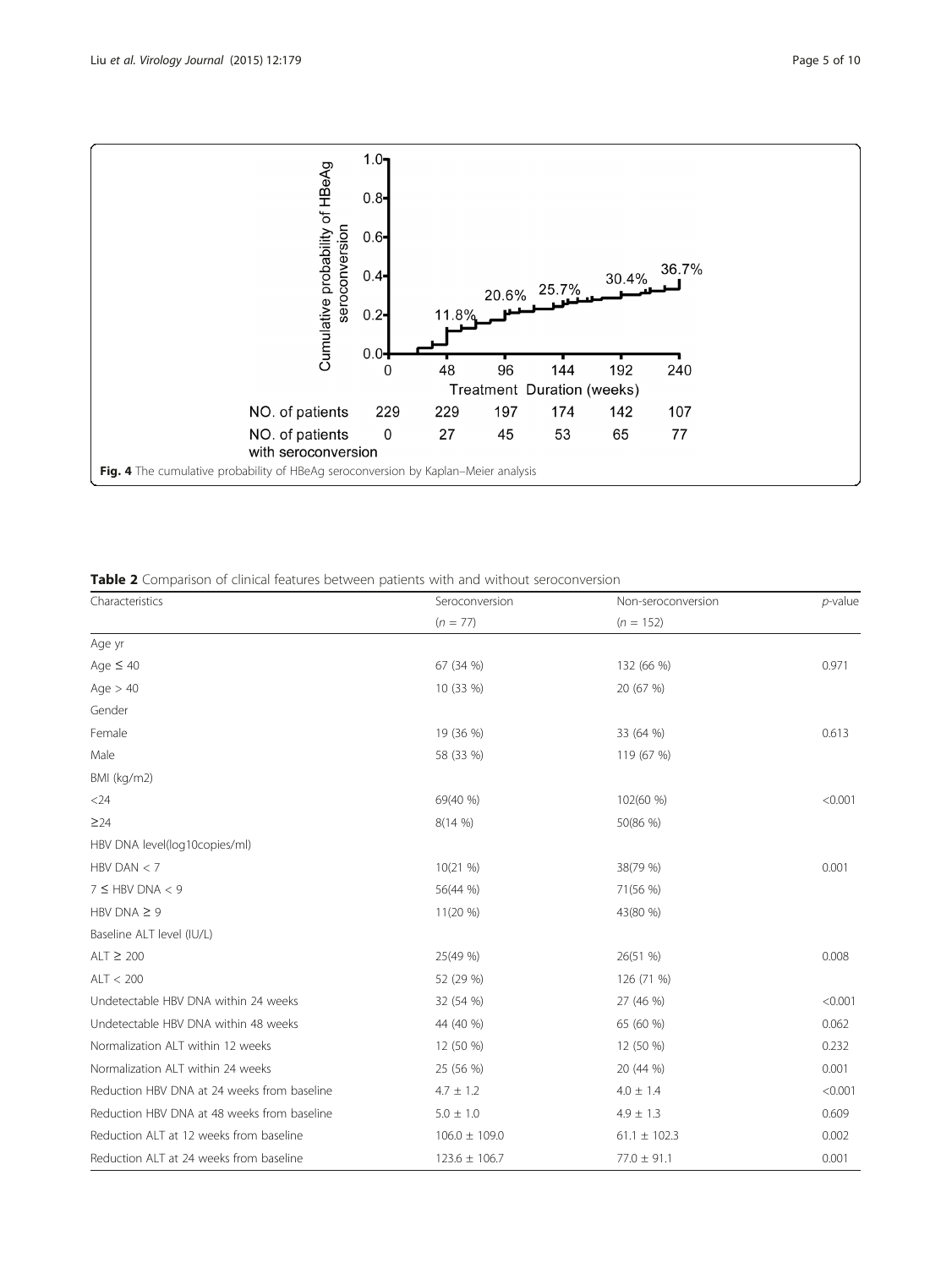Fig. 4 The cumulative probability of HBeAg seroconversion by Kaplan–Meier analysis

| Treatment Duration (weeks) | 0 | 48 | 96 | 144 | 192 | 240 |
| --- | --- | --- | --- | --- | --- | --- |
| NO. of patients | 229 | 229 | 197 | 174 | 142 | 107 |
| NO. of patients with seroconversion | 0 | 27 | 45 | 53 | 65 | 77 |

**Table 2** Comparison of clinical features between patients with and without seroconversion

| Characteristics | Seroconversion ($n$ = 77) | Non-seroconversion ($n$ = 152) | $p$-value |
| --- | --- | --- | --- |
| Age yr | | | |
| Age ≤ 40 | 67 (34 %) | 132 (66 %) | 0.971 |
| Age > 40 | 10 (33 %) | 20 (67 %) | |
| Gender | | | |
| Female | 19 (36 %) | 33 (64 %) | 0.613 |
| Male | 58 (33 %) | 119 (67 %) | |
| BMI (kg/m2) | | | |
| <24 | 69(40 %) | 102(60 %) | <0.001 |
| ≥24 | 8(14 %) | 50(86 %) | |
| HBV DNA level(log10copies/ml) | | | |
| HBV DAN < 7 | 10(21 %) | 38(79 %) | 0.001 |
| 7 ≤ HBV DNA < 9 | 56(44 %) | 71(56 %) | |
| HBV DNA ≥ 9 | 11(20 %) | 43(80 %) | |
| Baseline ALT level (IU/L) | | | |
| ALT ≥ 200 | 25(49 %) | 26(51 %) | 0.008 |
| ALT < 200 | 52 (29 %) | 126 (71 %) | |
| Undetectable HBV DNA within 24 weeks | 32 (54 %) | 27 (46 %) | <0.001 |
| Undetectable HBV DNA within 48 weeks | 44 (40 %) | 65 (60 %) | 0.062 |
| Normalization ALT within 12 weeks | 12 (50 %) | 12 (50 %) | 0.232 |
| Normalization ALT within 24 weeks | 25 (56 %) | 20 (44 %) | 0.001 |
| Reduction HBV DNA at 24 weeks from baseline | 4.7 ± 1.2 | 4.0 ± 1.4 | <0.001 |
| Reduction HBV DNA at 48 weeks from baseline | 5.0 ± 1.0 | 4.9 ± 1.3 | 0.609 |
| Reduction ALT at 12 weeks from baseline | 106.0 ± 109.0 | 61.1 ± 102.3 | 0.002 |
| Reduction ALT at 24 weeks from baseline | 123.6 ± 106.7 | 77.0 ± 91.1 | 0.001 |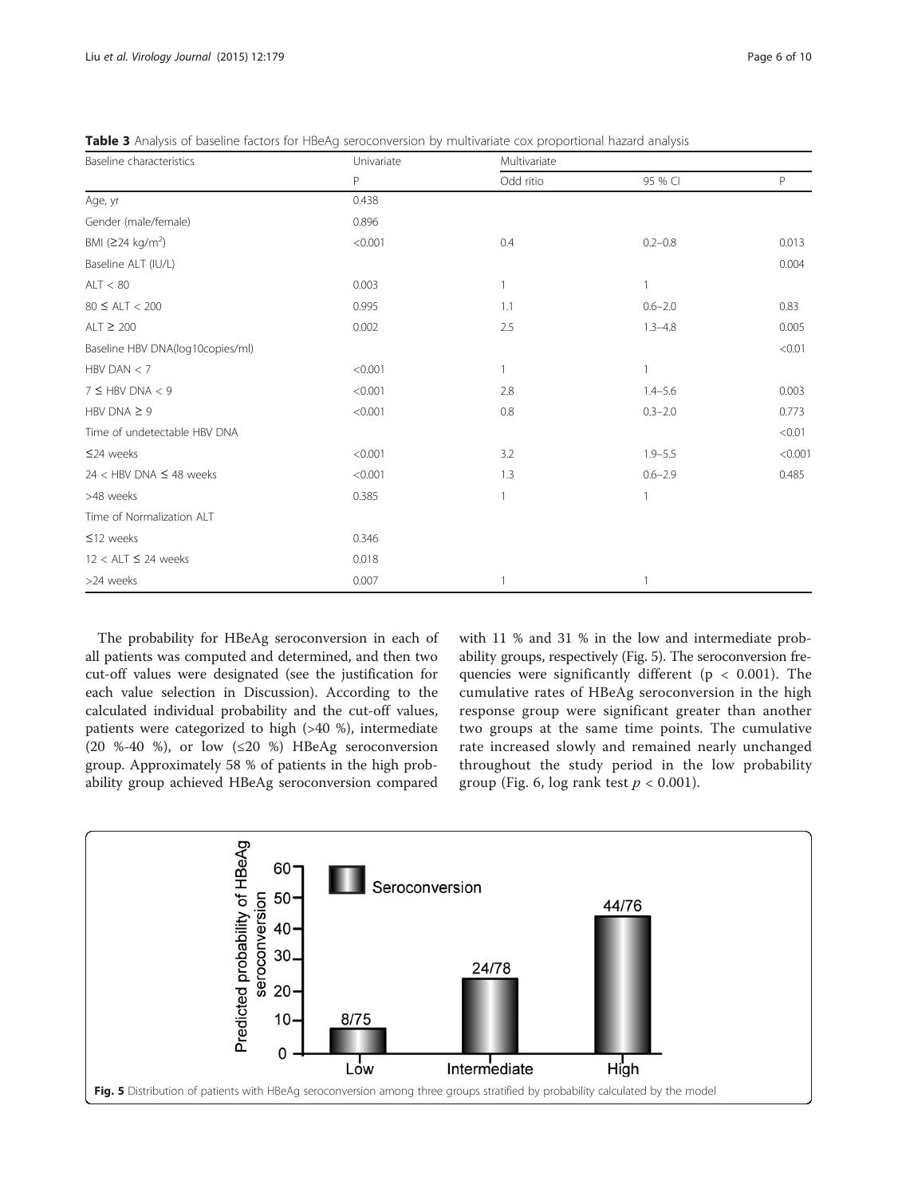**Table 3** Analysis of baseline factors for HBeAg seroconversion by multivariate cox proportional hazard analysis

| Baseline characteristics | Univariate | Multivariate | | |
|---|---|---|---|---|
| | P | Odd ritio | 95 % CI | P |
| Age, yr | 0.438 | | | |
| Gender (male/female) | 0.896 | | | |
| BMI (≥24 kg/m$^2$) | <0.001 | 0.4 | 0.2–0.8 | 0.013 |
| Baseline ALT (IU/L) | | | | 0.004 |
| ALT < 80 | 0.003 | 1 | 1 | |
| 80 ≤ ALT < 200 | 0.995 | 1.1 | 0.6–2.0 | 0.83 |
| ALT ≥ 200 | 0.002 | 2.5 | 1.3–4.8 | 0.005 |
| Baseline HBV DNA(log10copies/ml) | | | | <0.01 |
| HBV DAN < 7 | <0.001 | 1 | 1 | |
| 7 ≤ HBV DNA < 9 | <0.001 | 2.8 | 1.4–5.6 | 0.003 |
| HBV DNA ≥ 9 | <0.001 | 0.8 | 0.3–2.0 | 0.773 |
| Time of undetectable HBV DNA | | | | <0.01 |
| ≤24 weeks | <0.001 | 3.2 | 1.9–5.5 | <0.001 |
| 24 < HBV DNA ≤ 48 weeks | <0.001 | 1.3 | 0.6–2.9 | 0.485 |
| >48 weeks | 0.385 | 1 | 1 | |
| Time of Normalization ALT | | | | |
| ≤12 weeks | 0.346 | | | |
| 12 < ALT ≤ 24 weeks | 0.018 | | | |
| >24 weeks | 0.007 | 1 | 1 | |

The probability for HBeAg seroconversion in each of all patients was computed and determined, and then two cut-off values were designated (see the justification for each value selection in Discussion). According to the calculated individual probability and the cut-off values, patients were categorized to high (>40 %), intermediate (20 %-40 %), or low (≤20 %) HBeAg seroconversion group. Approximately 58 % of patients in the high probability group achieved HBeAg seroconversion compared with 11 % and 31 % in the low and intermediate probability groups, respectively (Fig. 5). The seroconversion frequencies were significantly different ($p < 0.001$). The cumulative rates of HBeAg seroconversion in the high response group were significant greater than another two groups at the same time points. The cumulative rate increased slowly and remained nearly unchanged throughout the study period in the low probability group (Fig. 6, log rank test $p < 0.001$).

**Fig. 5** Distribution of patients with HBeAg seroconversion among three groups stratified by probability calculated by the model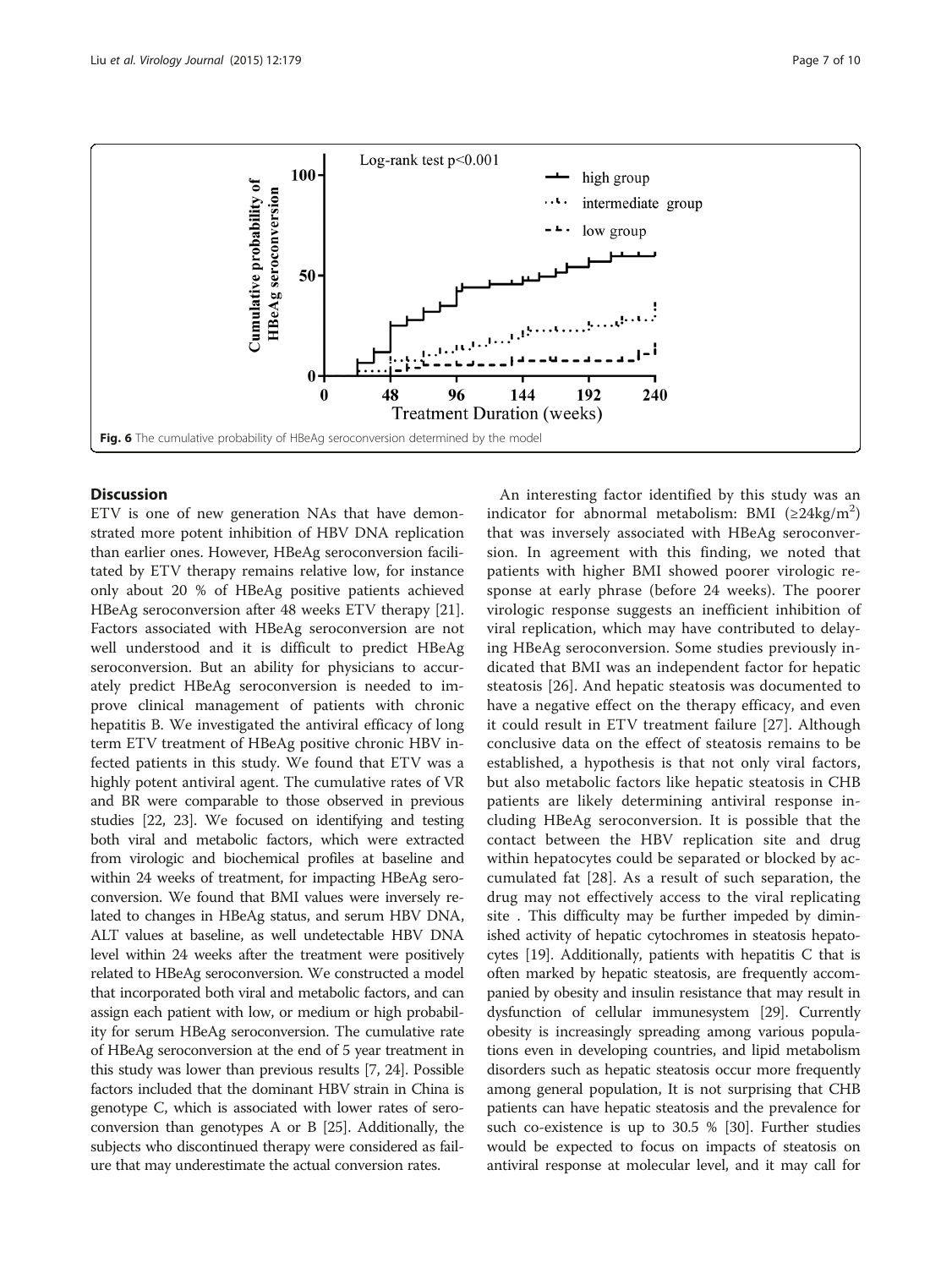Fig. 6 The cumulative probability of HBeAg seroconversion determined by the model

## Discussion

ETV is one of new generation NAs that have demonstrated more potent inhibition of HBV DNA replication than earlier ones. However, HBeAg seroconversion facilitated by ETV therapy remains relative low, for instance only about 20 % of HBeAg positive patients achieved HBeAg seroconversion after 48 weeks ETV therapy [21]. Factors associated with HBeAg seroconversion are not well understood and it is difficult to predict HBeAg seroconversion. But an ability for physicians to accurately predict HBeAg seroconversion is needed to improve clinical management of patients with chronic hepatitis B. We investigated the antiviral efficacy of long term ETV treatment of HBeAg positive chronic HBV infected patients in this study. We found that ETV was a highly potent antiviral agent. The cumulative rates of VR and BR were comparable to those observed in previous studies [22, 23]. We focused on identifying and testing both viral and metabolic factors, which were extracted from virologic and biochemical profiles at baseline and within 24 weeks of treatment, for impacting HBeAg seroconversion. We found that BMI values were inversely related to changes in HBeAg status, and serum HBV DNA, ALT values at baseline, as well undetectable HBV DNA level within 24 weeks after the treatment were positively related to HBeAg seroconversion. We constructed a model that incorporated both viral and metabolic factors, and can assign each patient with low, or medium or high probability for serum HBeAg seroconversion. The cumulative rate of HBeAg seroconversion at the end of 5 year treatment in this study was lower than previous results [7, 24]. Possible factors included that the dominant HBV strain in China is genotype C, which is associated with lower rates of seroconversion than genotypes A or B [25]. Additionally, the subjects who discontinued therapy were considered as failure that may underestimate the actual conversion rates.

An interesting factor identified by this study was an indicator for abnormal metabolism: BMI ($\geq$24kg/m$^2$) that was inversely associated with HBeAg seroconversion. In agreement with this finding, we noted that patients with higher BMI showed poorer virologic response at early phrase (before 24 weeks). The poorer virologic response suggests an inefficient inhibition of viral replication, which may have contributed to delaying HBeAg seroconversion. Some studies previously indicated that BMI was an independent factor for hepatic steatosis [26]. And hepatic steatosis was documented to have a negative effect on the therapy efficacy, and even it could result in ETV treatment failure [27]. Although conclusive data on the effect of steatosis remains to be established, a hypothesis is that not only viral factors, but also metabolic factors like hepatic steatosis in CHB patients are likely determining antiviral response including HBeAg seroconversion. It is possible that the contact between the HBV replication site and drug within hepatocytes could be separated or blocked by accumulated fat [28]. As a result of such separation, the drug may not effectively access to the viral replicating site . This difficulty may be further impeded by diminished activity of hepatic cytochromes in steatosis hepatocytes [19]. Additionally, patients with hepatitis C that is often marked by hepatic steatosis, are frequently accompanied by obesity and insulin resistance that may result in dysfunction of cellular immunesystem [29]. Currently obesity is increasingly spreading among various populations even in developing countries, and lipid metabolism disorders such as hepatic steatosis occur more frequently among general population, It is not surprising that CHB patients can have hepatic steatosis and the prevalence for such co-existence is up to 30.5 % [30]. Further studies would be expected to focus on impacts of steatosis on antiviral response at molecular level, and it may call for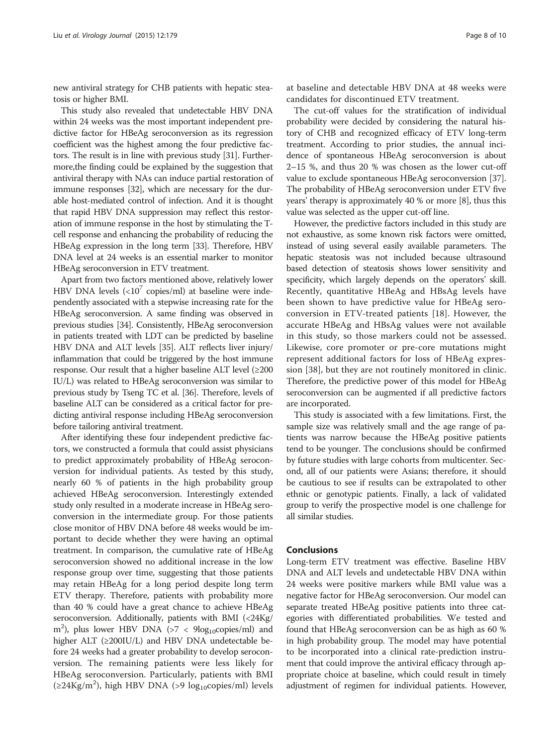new antiviral strategy for CHB patients with hepatic steatosis or higher BMI.

This study also revealed that undetectable HBV DNA within 24 weeks was the most important independent predictive factor for HBeAg seroconversion as its regression coefficient was the highest among the four predictive factors. The result is in line with previous study [31]. Furthermore,the finding could be explained by the suggestion that antiviral therapy with NAs can induce partial restoration of immune responses [32], which are necessary for the durable host-mediated control of infection. And it is thought that rapid HBV DNA suppression may reflect this restoration of immune response in the host by stimulating the T-cell response and enhancing the probability of reducing the HBeAg expression in the long term [33]. Therefore, HBV DNA level at 24 weeks is an essential marker to monitor HBeAg seroconversion in ETV treatment.

Apart from two factors mentioned above, relatively lower HBV DNA levels ($<10^7$ copies/ml) at baseline were independently associated with a stepwise increasing rate for the HBeAg seroconversion. A same finding was observed in previous studies [34]. Consistently, HBeAg seroconversion in patients treated with LDT can be predicted by baseline HBV DNA and ALT levels [35]. ALT reflects liver injury/inflammation that could be triggered by the host immune response. Our result that a higher baseline ALT level (≥200 IU/L) was related to HBeAg seroconversion was similar to previous study by Tseng TC et al. [36]. Therefore, levels of baseline ALT can be considered as a critical factor for predicting antiviral response including HBeAg seroconversion before tailoring antiviral treatment.

After identifying these four independent predictive factors, we constructed a formula that could assist physicians to predict approximately probability of HBeAg seroconversion for individual patients. As tested by this study, nearly 60 % of patients in the high probability group achieved HBeAg seroconversion. Interestingly extended study only resulted in a moderate increase in HBeAg seroconversion in the intermediate group. For those patients close monitor of HBV DNA before 48 weeks would be important to decide whether they were having an optimal treatment. In comparison, the cumulative rate of HBeAg seroconversion showed no additional increase in the low response group over time, suggesting that those patients may retain HBeAg for a long period despite long term ETV therapy. Therefore, patients with probability more than 40 % could have a great chance to achieve HBeAg seroconversion. Additionally, patients with BMI ($<24Kg/m^2$), plus lower HBV DNA ($>7 < 9\log_{10}$copies/ml) and higher ALT (≥200IU/L) and HBV DNA undetectable before 24 weeks had a greater probability to develop seroconversion. The remaining patients were less likely for HBeAg seroconversion. Particularly, patients with BMI ($\geq 24Kg/m^2$), high HBV DNA ($>9\ \log_{10}$copies/ml) levels at baseline and detectable HBV DNA at 48 weeks were candidates for discontinued ETV treatment.

The cut-off values for the stratification of individual probability were decided by considering the natural history of CHB and recognized efficacy of ETV long-term treatment. According to prior studies, the annual incidence of spontaneous HBeAg seroconversion is about 2–15 %, and thus 20 % was chosen as the lower cut-off value to exclude spontaneous HBeAg seroconversion [37]. The probability of HBeAg seroconversion under ETV five years' therapy is approximately 40 % or more [8], thus this value was selected as the upper cut-off line.

However, the predictive factors included in this study are not exhaustive, as some known risk factors were omitted, instead of using several easily available parameters. The hepatic steatosis was not included because ultrasound based detection of steatosis shows lower sensitivity and specificity, which largely depends on the operators' skill. Recently, quantitative HBeAg and HBsAg levels have been shown to have predictive value for HBeAg seroconversion in ETV-treated patients [18]. However, the accurate HBeAg and HBsAg values were not available in this study, so those markers could not be assessed. Likewise, core promoter or pre-core mutations might represent additional factors for loss of HBeAg expression [38], but they are not routinely monitored in clinic. Therefore, the predictive power of this model for HBeAg seroconversion can be augmented if all predictive factors are incorporated.

This study is associated with a few limitations. First, the sample size was relatively small and the age range of patients was narrow because the HBeAg positive patients tend to be younger. The conclusions should be confirmed by future studies with large cohorts from multicenter. Second, all of our patients were Asians; therefore, it should be cautious to see if results can be extrapolated to other ethnic or genotypic patients. Finally, a lack of validated group to verify the prospective model is one challenge for all similar studies.

## Conclusions

Long-term ETV treatment was effective. Baseline HBV DNA and ALT levels and undetectable HBV DNA within 24 weeks were positive markers while BMI value was a negative factor for HBeAg seroconversion. Our model can separate treated HBeAg positive patients into three categories with differentiated probabilities. We tested and found that HBeAg seroconversion can be as high as 60 % in high probability group. The model may have potential to be incorporated into a clinical rate-prediction instrument that could improve the antiviral efficacy through appropriate choice at baseline, which could result in timely adjustment of regimen for individual patients. However,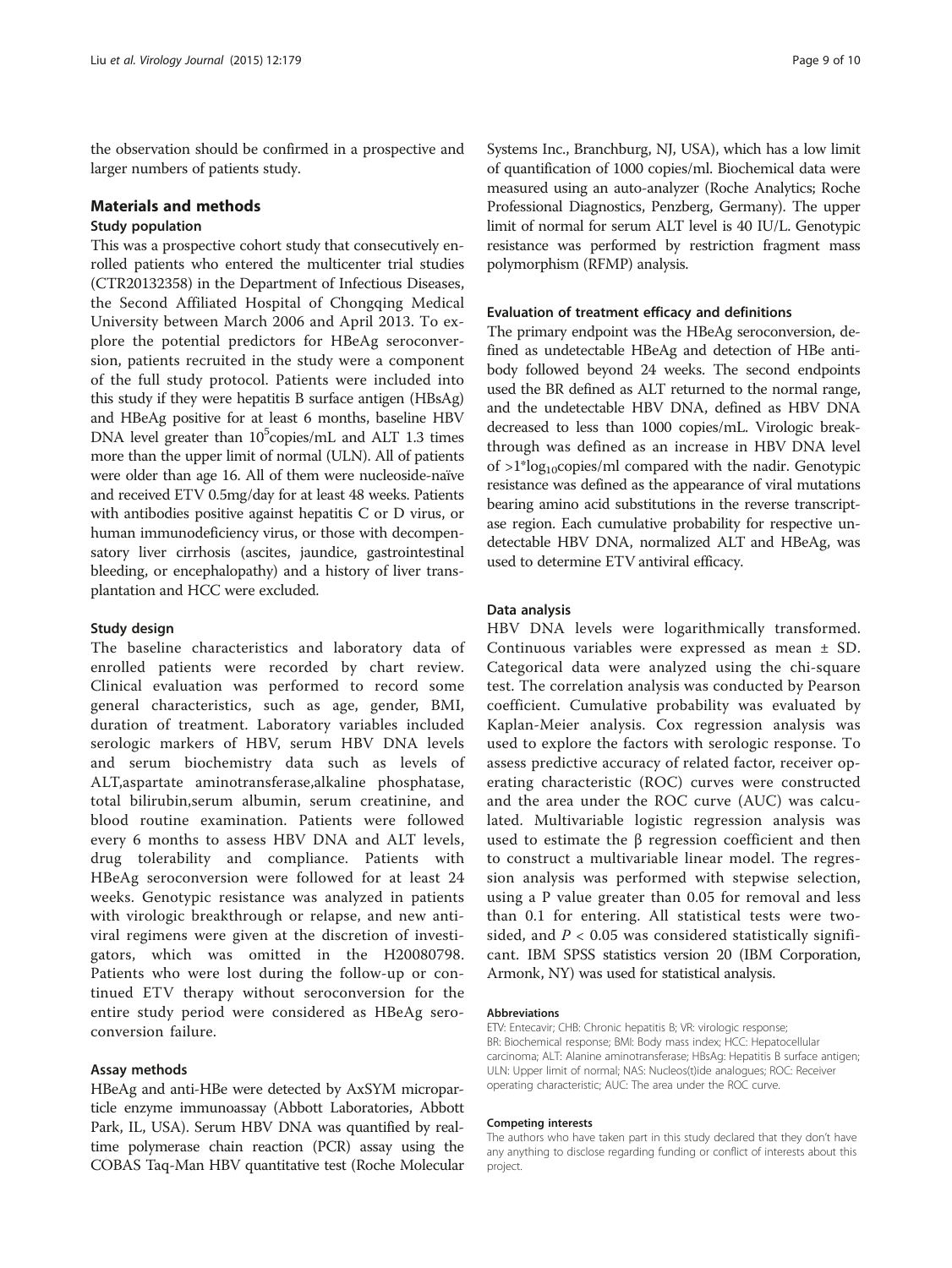the observation should be confirmed in a prospective and larger numbers of patients study.

## Materials and methods

### Study population

This was a prospective cohort study that consecutively enrolled patients who entered the multicenter trial studies (CTR20132358) in the Department of Infectious Diseases, the Second Affiliated Hospital of Chongqing Medical University between March 2006 and April 2013. To explore the potential predictors for HBeAg seroconversion, patients recruited in the study were a component of the full study protocol. Patients were included into this study if they were hepatitis B surface antigen (HBsAg) and HBeAg positive for at least 6 months, baseline HBV DNA level greater than $10^5$copies/mL and ALT 1.3 times more than the upper limit of normal (ULN). All of patients were older than age 16. All of them were nucleoside-naïve and received ETV 0.5mg/day for at least 48 weeks. Patients with antibodies positive against hepatitis C or D virus, or human immunodeficiency virus, or those with decompensatory liver cirrhosis (ascites, jaundice, gastrointestinal bleeding, or encephalopathy) and a history of liver transplantation and HCC were excluded.

### Study design

The baseline characteristics and laboratory data of enrolled patients were recorded by chart review. Clinical evaluation was performed to record some general characteristics, such as age, gender, BMI, duration of treatment. Laboratory variables included serologic markers of HBV, serum HBV DNA levels and serum biochemistry data such as levels of ALT,aspartate aminotransferase,alkaline phosphatase, total bilirubin,serum albumin, serum creatinine, and blood routine examination. Patients were followed every 6 months to assess HBV DNA and ALT levels, drug tolerability and compliance. Patients with HBeAg seroconversion were followed for at least 24 weeks. Genotypic resistance was analyzed in patients with virologic breakthrough or relapse, and new antiviral regimens were given at the discretion of investigators, which was omitted in the H20080798. Patients who were lost during the follow-up or continued ETV therapy without seroconversion for the entire study period were considered as HBeAg seroconversion failure.

### Assay methods

HBeAg and anti-HBe were detected by AxSYM microparticle enzyme immunoassay (Abbott Laboratories, Abbott Park, IL, USA). Serum HBV DNA was quantified by real-time polymerase chain reaction (PCR) assay using the COBAS Taq-Man HBV quantitative test (Roche Molecular Systems Inc., Branchburg, NJ, USA), which has a low limit of quantification of 1000 copies/ml. Biochemical data were measured using an auto-analyzer (Roche Analytics; Roche Professional Diagnostics, Penzberg, Germany). The upper limit of normal for serum ALT level is 40 IU/L. Genotypic resistance was performed by restriction fragment mass polymorphism (RFMP) analysis.

### Evaluation of treatment efficacy and definitions

The primary endpoint was the HBeAg seroconversion, defined as undetectable HBeAg and detection of HBe antibody followed beyond 24 weeks. The second endpoints used the BR defined as ALT returned to the normal range, and the undetectable HBV DNA, defined as HBV DNA decreased to less than 1000 copies/mL. Virologic breakthrough was defined as an increase in HBV DNA level of $>1*\log_{10}$copies/ml compared with the nadir. Genotypic resistance was defined as the appearance of viral mutations bearing amino acid substitutions in the reverse transcriptase region. Each cumulative probability for respective undetectable HBV DNA, normalized ALT and HBeAg, was used to determine ETV antiviral efficacy.

### Data analysis

HBV DNA levels were logarithmically transformed. Continuous variables were expressed as mean ± SD. Categorical data were analyzed using the chi-square test. The correlation analysis was conducted by Pearson coefficient. Cumulative probability was evaluated by Kaplan-Meier analysis. Cox regression analysis was used to explore the factors with serologic response. To assess predictive accuracy of related factor, receiver operating characteristic (ROC) curves were constructed and the area under the ROC curve (AUC) was calculated. Multivariable logistic regression analysis was used to estimate the β regression coefficient and then to construct a multivariable linear model. The regression analysis was performed with stepwise selection, using a P value greater than 0.05 for removal and less than 0.1 for entering. All statistical tests were two-sided, and $P < 0.05$ was considered statistically significant. IBM SPSS statistics version 20 (IBM Corporation, Armonk, NY) was used for statistical analysis.

#### Abbreviations

ETV: Entecavir; CHB: Chronic hepatitis B; VR: virologic response; BR: Biochemical response; BMI: Body mass index; HCC: Hepatocellular carcinoma; ALT: Alanine aminotransferase; HBsAg: Hepatitis B surface antigen; ULN: Upper limit of normal; NAS: Nucleos(t)ide analogues; ROC: Receiver operating characteristic; AUC: The area under the ROC curve.

#### Competing interests

The authors who have taken part in this study declared that they don't have any anything to disclose regarding funding or conflict of interests about this project.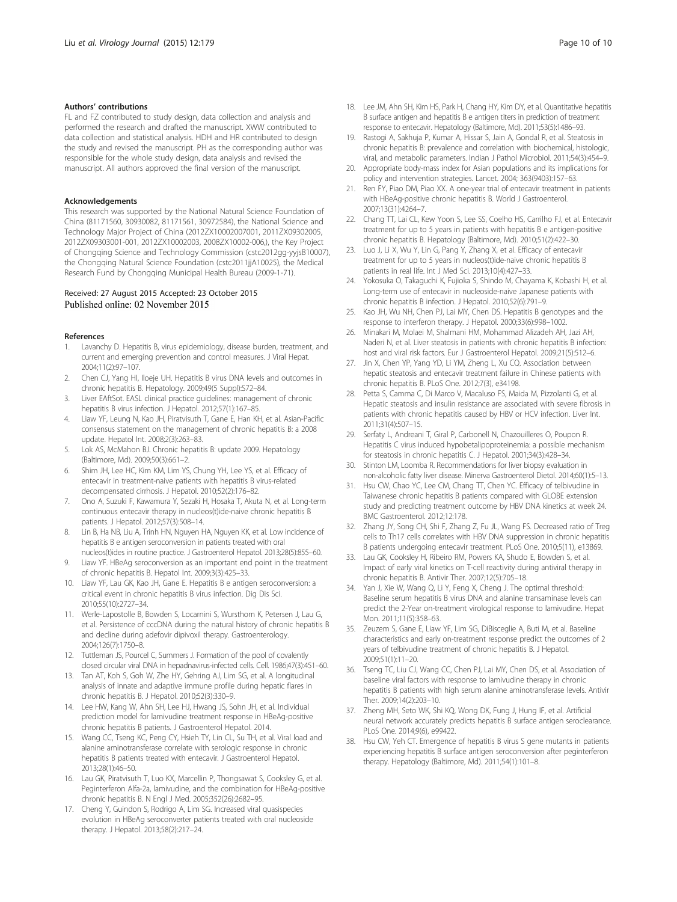#### Authors' contributions

FL and FZ contributed to study design, data collection and analysis and performed the research and drafted the manuscript. XWW contributed to data collection and statistical analysis. HDH and HR contributed to design the study and revised the manuscript. PH as the corresponding author was responsible for the whole study design, data analysis and revised the manuscript. All authors approved the final version of the manuscript.

#### Acknowledgements

This research was supported by the National Natural Science Foundation of China (81171560, 30930082, 81171561, 30972584), the National Science and Technology Major Project of China (2012ZX10002007001, 2011ZX09302005, 2012ZX09303001-001, 2012ZX10002003, 2008ZX10002-006,), the Key Project of Chongqing Science and Technology Commission (cstc2012gg-yyjsB10007), the Chongqing Natural Science Foundation (cstc2011jjA10025), the Medical Research Fund by Chongqing Municipal Health Bureau (2009-1-71).

Received: 27 August 2015 Accepted: 23 October 2015
Published online: 02 November 2015

#### References

1. Lavanchy D. Hepatitis B, virus epidemiology, disease burden, treatment, and current and emerging prevention and control measures. J Viral Hepat. 2004;11(2):97–107.
2. Chen CJ, Yang HI, Iloeje UH. Hepatitis B virus DNA levels and outcomes in chronic hepatitis B. Hepatology. 2009;49(5 Suppl):S72–84.
3. Liver EAftSot. EASL clinical practice guidelines: management of chronic hepatitis B virus infection. J Hepatol. 2012;57(1):167–85.
4. Liaw YF, Leung N, Kao JH, Piratvisuth T, Gane E, Han KH, et al. Asian-Pacific consensus statement on the management of chronic hepatitis B: a 2008 update. Hepatol Int. 2008;2(3):263–83.
5. Lok AS, McMahon BJ. Chronic hepatitis B: update 2009. Hepatology (Baltimore, Md). 2009;50(3):661–2.
6. Shim JH, Lee HC, Kim KM, Lim YS, Chung YH, Lee YS, et al. Efficacy of entecavir in treatment-naive patients with hepatitis B virus-related decompensated cirrhosis. J Hepatol. 2010;52(2):176–82.
7. Ono A, Suzuki F, Kawamura Y, Sezaki H, Hosaka T, Akuta N, et al. Long-term continuous entecavir therapy in nucleos(t)ide-naive chronic hepatitis B patients. J Hepatol. 2012;57(3):508–14.
8. Lin B, Ha NB, Liu A, Trinh HN, Nguyen HA, Nguyen KK, et al. Low incidence of hepatitis B e antigen seroconversion in patients treated with oral nucleos(t)ides in routine practice. J Gastroenterol Hepatol. 2013;28(5):855–60.
9. Liaw YF. HBeAg seroconversion as an important end point in the treatment of chronic hepatitis B. Hepatol Int. 2009;3(3):425–33.
10. Liaw YF, Lau GK, Kao JH, Gane E. Hepatitis B e antigen seroconversion: a critical event in chronic hepatitis B virus infection. Dig Dis Sci. 2010;55(10):2727–34.
11. Werle-Lapostolle B, Bowden S, Locarnini S, Wursthorn K, Petersen J, Lau G, et al. Persistence of cccDNA during the natural history of chronic hepatitis B and decline during adefovir dipivoxil therapy. Gastroenterology. 2004;126(7):1750–8.
12. Tuttleman JS, Pourcel C, Summers J. Formation of the pool of covalently closed circular viral DNA in hepadnavirus-infected cells. Cell. 1986;47(3):451–60.
13. Tan AT, Koh S, Goh W, Zhe HY, Gehring AJ, Lim SG, et al. A longitudinal analysis of innate and adaptive immune profile during hepatic flares in chronic hepatitis B. J Hepatol. 2010;52(3):330–9.
14. Lee HW, Kang W, Ahn SH, Lee HJ, Hwang JS, Sohn JH, et al. Individual prediction model for lamivudine treatment response in HBeAg-positive chronic hepatitis B patients. J Gastroenterol Hepatol. 2014.
15. Wang CC, Tseng KC, Peng CY, Hsieh TY, Lin CL, Su TH, et al. Viral load and alanine aminotransferase correlate with serologic response in chronic hepatitis B patients treated with entecavir. J Gastroenterol Hepatol. 2013;28(1):46–50.
16. Lau GK, Piratvisuth T, Luo KX, Marcellin P, Thongsawat S, Cooksley G, et al. Peginterferon Alfa-2a, lamivudine, and the combination for HBeAg-positive chronic hepatitis B. N Engl J Med. 2005;352(26):2682–95.
17. Cheng Y, Guindon S, Rodrigo A, Lim SG. Increased viral quasispecies evolution in HBeAg seroconverter patients treated with oral nucleoside therapy. J Hepatol. 2013;58(2):217–24.
18. Lee JM, Ahn SH, Kim HS, Park H, Chang HY, Kim DY, et al. Quantitative hepatitis B surface antigen and hepatitis B e antigen titers in prediction of treatment response to entecavir. Hepatology (Baltimore, Md). 2011;53(5):1486–93.
19. Rastogi A, Sakhuja P, Kumar A, Hissar S, Jain A, Gondal R, et al. Steatosis in chronic hepatitis B: prevalence and correlation with biochemical, histologic, viral, and metabolic parameters. Indian J Pathol Microbiol. 2011;54(3):454–9.
20. Appropriate body-mass index for Asian populations and its implications for policy and intervention strategies. Lancet. 2004; 363(9403):157–63.
21. Ren FY, Piao DM, Piao XX. A one-year trial of entecavir treatment in patients with HBeAg-positive chronic hepatitis B. World J Gastroenterol. 2007;13(31):4264–7.
22. Chang TT, Lai CL, Kew Yoon S, Lee SS, Coelho HS, Carrilho FJ, et al. Entecavir treatment for up to 5 years in patients with hepatitis B e antigen-positive chronic hepatitis B. Hepatology (Baltimore, Md). 2010;51(2):422–30.
23. Luo J, Li X, Wu Y, Lin G, Pang Y, Zhang X, et al. Efficacy of entecavir treatment for up to 5 years in nucleos(t)ide-naive chronic hepatitis B patients in real life. Int J Med Sci. 2013;10(4):427–33.
24. Yokosuka O, Takaguchi K, Fujioka S, Shindo M, Chayama K, Kobashi H, et al. Long-term use of entecavir in nucleoside-naive Japanese patients with chronic hepatitis B infection. J Hepatol. 2010;52(6):791–9.
25. Kao JH, Wu NH, Chen PJ, Lai MY, Chen DS. Hepatitis B genotypes and the response to interferon therapy. J Hepatol. 2000;33(6):998–1002.
26. Minakari M, Molaei M, Shalmani HM, Mohammad Alizadeh AH, Jazi AH, Naderi N, et al. Liver steatosis in patients with chronic hepatitis B infection: host and viral risk factors. Eur J Gastroenterol Hepatol. 2009;21(5):512–6.
27. Jin X, Chen YP, Yang YD, Li YM, Zheng L, Xu CQ. Association between hepatic steatosis and entecavir treatment failure in Chinese patients with chronic hepatitis B. PLoS One. 2012;7(3), e34198.
28. Petta S, Camma C, Di Marco V, Macaluso FS, Maida M, Pizzolanti G, et al. Hepatic steatosis and insulin resistance are associated with severe fibrosis in patients with chronic hepatitis caused by HBV or HCV infection. Liver Int. 2011;31(4):507–15.
29. Serfaty L, Andreani T, Giral P, Carbonell N, Chazouilleres O, Poupon R. Hepatitis C virus induced hypobetalipoproteinemia: a possible mechanism for steatosis in chronic hepatitis C. J Hepatol. 2001;34(3):428–34.
30. Stinton LM, Loomba R. Recommendations for liver biopsy evaluation in non-alcoholic fatty liver disease. Minerva Gastroenterol Dietol. 2014;60(1):5–13.
31. Hsu CW, Chao YC, Lee CM, Chang TT, Chen YC. Efficacy of telbivudine in Taiwanese chronic hepatitis B patients compared with GLOBE extension study and predicting treatment outcome by HBV DNA kinetics at week 24. BMC Gastroenterol. 2012;12:178.
32. Zhang JY, Song CH, Shi F, Zhang Z, Fu JL, Wang FS. Decreased ratio of Treg cells to Th17 cells correlates with HBV DNA suppression in chronic hepatitis B patients undergoing entecavir treatment. PLoS One. 2010;5(11), e13869.
33. Lau GK, Cooksley H, Ribeiro RM, Powers KA, Shudo E, Bowden S, et al. Impact of early viral kinetics on T-cell reactivity during antiviral therapy in chronic hepatitis B. Antivir Ther. 2007;12(5):705–18.
34. Yan J, Xie W, Wang Q, Li Y, Feng X, Cheng J. The optimal threshold: Baseline serum hepatitis B virus DNA and alanine transaminase levels can predict the 2-Year on-treatment virological response to lamivudine. Hepat Mon. 2011;11(5):358–63.
35. Zeuzem S, Gane E, Liaw YF, Lim SG, DiBisceglie A, Buti M, et al. Baseline characteristics and early on-treatment response predict the outcomes of 2 years of telbivudine treatment of chronic hepatitis B. J Hepatol. 2009;51(1):11–20.
36. Tseng TC, Liu CJ, Wang CC, Chen PJ, Lai MY, Chen DS, et al. Association of baseline viral factors with response to lamivudine therapy in chronic hepatitis B patients with high serum alanine aminotransferase levels. Antivir Ther. 2009;14(2):203–10.
37. Zheng MH, Seto WK, Shi KQ, Wong DK, Fung J, Hung IF, et al. Artificial neural network accurately predicts hepatitis B surface antigen seroclearance. PLoS One. 2014;9(6), e99422.
38. Hsu CW, Yeh CT. Emergence of hepatitis B virus S gene mutants in patients experiencing hepatitis B surface antigen seroconversion after peginterferon therapy. Hepatology (Baltimore, Md). 2011;54(1):101–8.